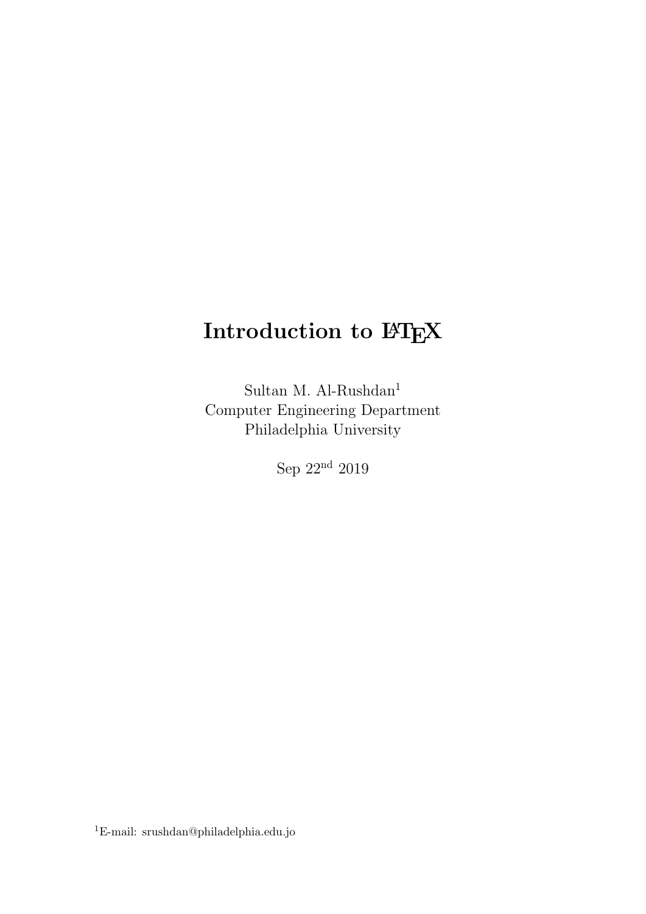# Introduction to LaTeX

Sultan M. Al-Rushdan[1]
Computer Engineering Department
Philadelphia University

Sep 22nd 2019

[1]E-mail: srushdan@philadelphia.edu.jo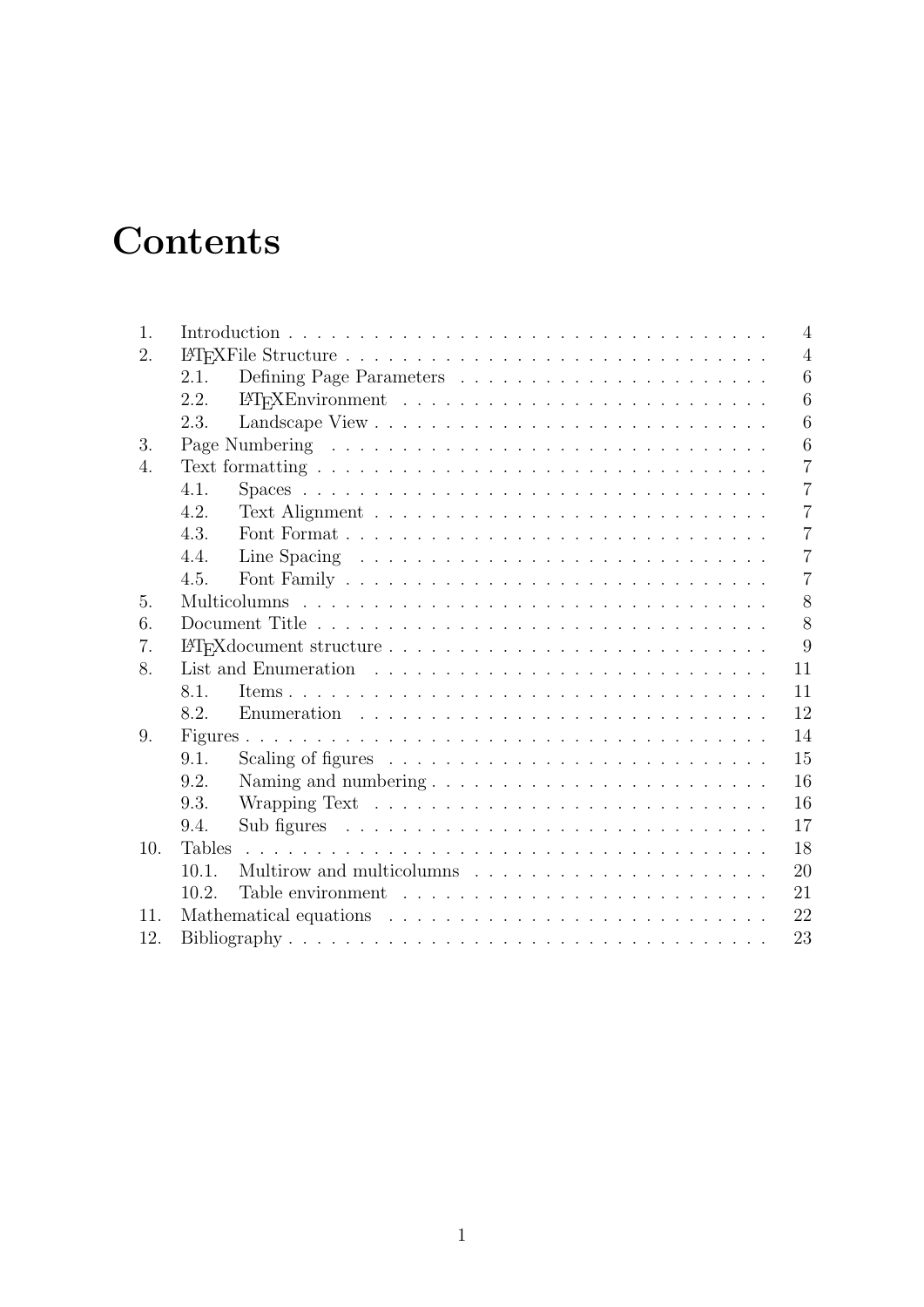# Contents

| | | |
|---|---|---|
| 1. | Introduction | 4 |
| 2. | LaTeXFile Structure | 4 |
| | 2.1. Defining Page Parameters | 6 |
| | 2.2. LaTeXEnvironment | 6 |
| | 2.3. Landscape View | 6 |
| 3. | Page Numbering | 6 |
| 4. | Text formatting | 7 |
| | 4.1. Spaces | 7 |
| | 4.2. Text Alignment | 7 |
| | 4.3. Font Format | 7 |
| | 4.4. Line Spacing | 7 |
| | 4.5. Font Family | 7 |
| 5. | Multicolumns | 8 |
| 6. | Document Title | 8 |
| 7. | LaTeXdocument structure | 9 |
| 8. | List and Enumeration | 11 |
| | 8.1. Items | 11 |
| | 8.2. Enumeration | 12 |
| 9. | Figures | 14 |
| | 9.1. Scaling of figures | 15 |
| | 9.2. Naming and numbering | 16 |
| | 9.3. Wrapping Text | 16 |
| | 9.4. Sub figures | 17 |
| 10. | Tables | 18 |
| | 10.1. Multirow and multicolumns | 20 |
| | 10.2. Table environment | 21 |
| 11. | Mathematical equations | 22 |
| 12. | Bibliography | 23 |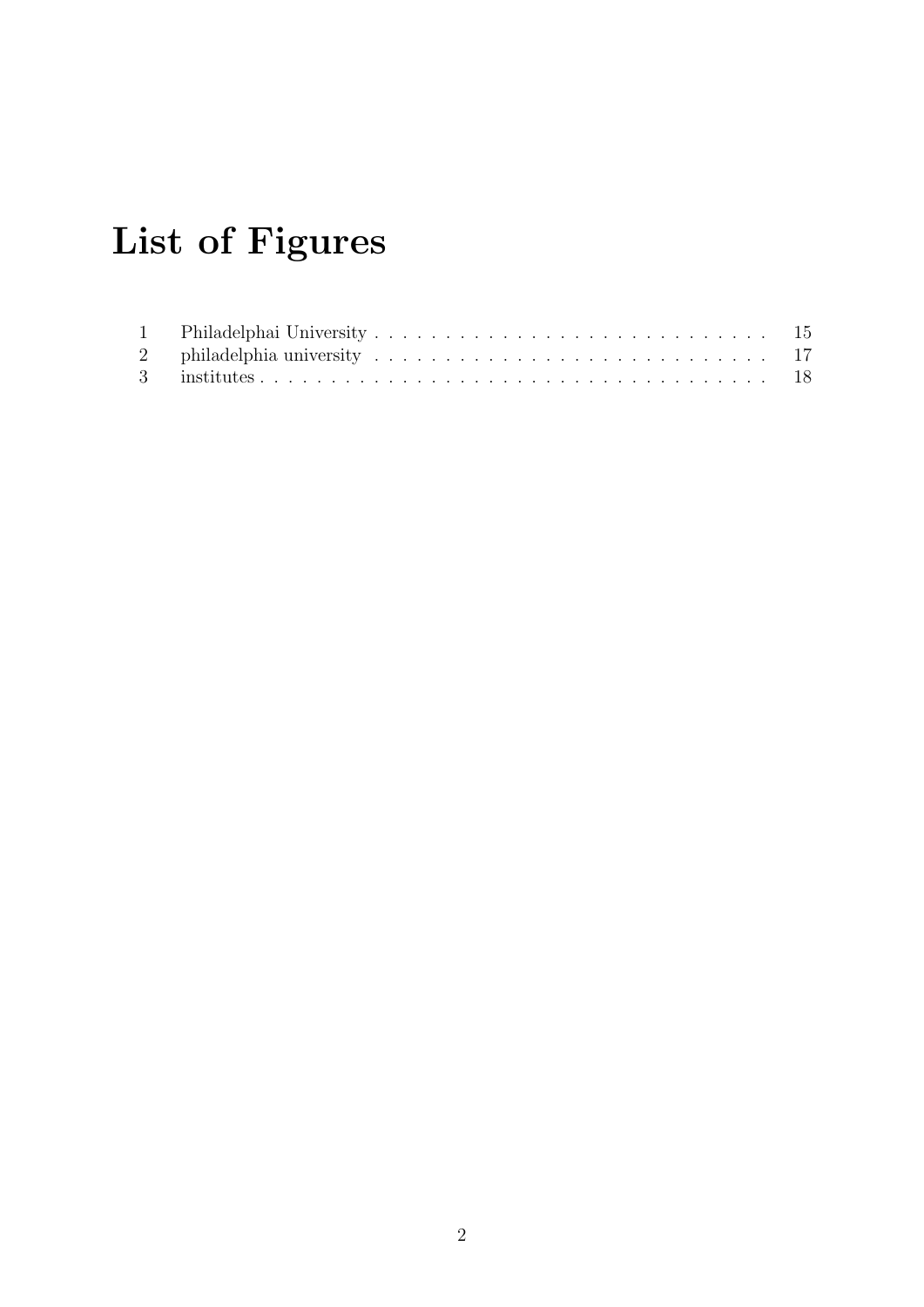# List of Figures

| | | |
|---|---|---|
| 1 | Philadelphai University | 15 |
| 2 | philadelphia university | 17 |
| 3 | institutes | 18 |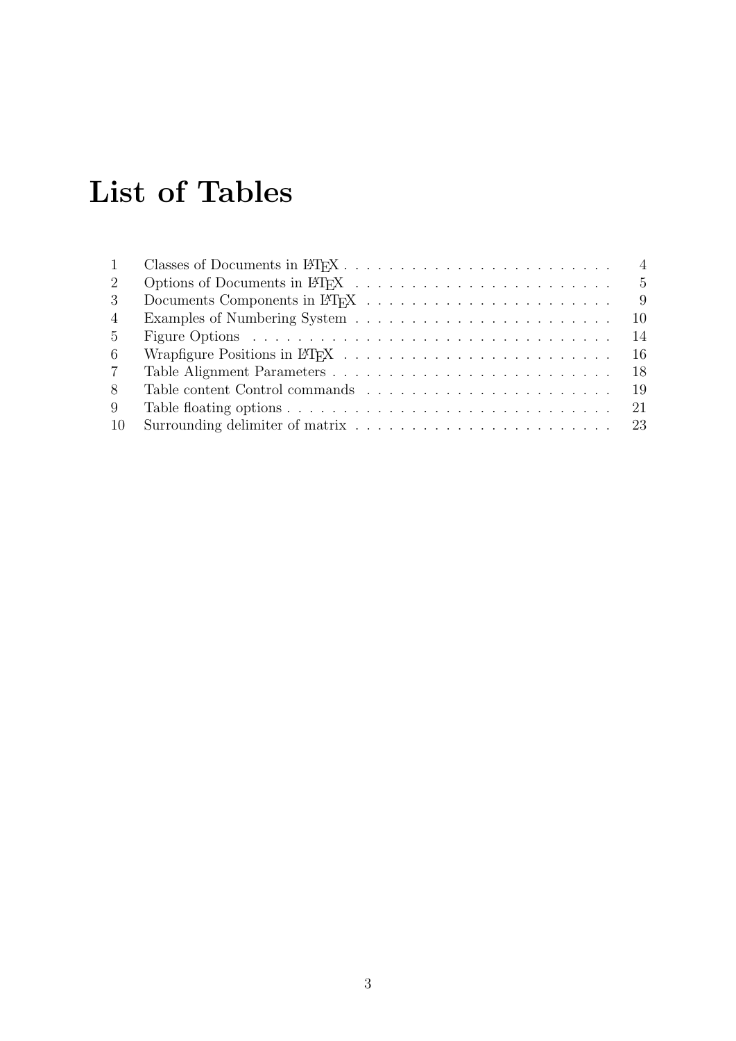# List of Tables

| | | |
|---|---|---|
| 1 | Classes of Documents in LaTeX | 4 |
| 2 | Options of Documents in LaTeX | 5 |
| 3 | Documents Components in LaTeX | 9 |
| 4 | Examples of Numbering System | 10 |
| 5 | Figure Options | 14 |
| 6 | Wrapfigure Positions in LaTeX | 16 |
| 7 | Table Alignment Parameters | 18 |
| 8 | Table content Control commands | 19 |
| 9 | Table floating options | 21 |
| 10 | Surrounding delimiter of matrix | 23 |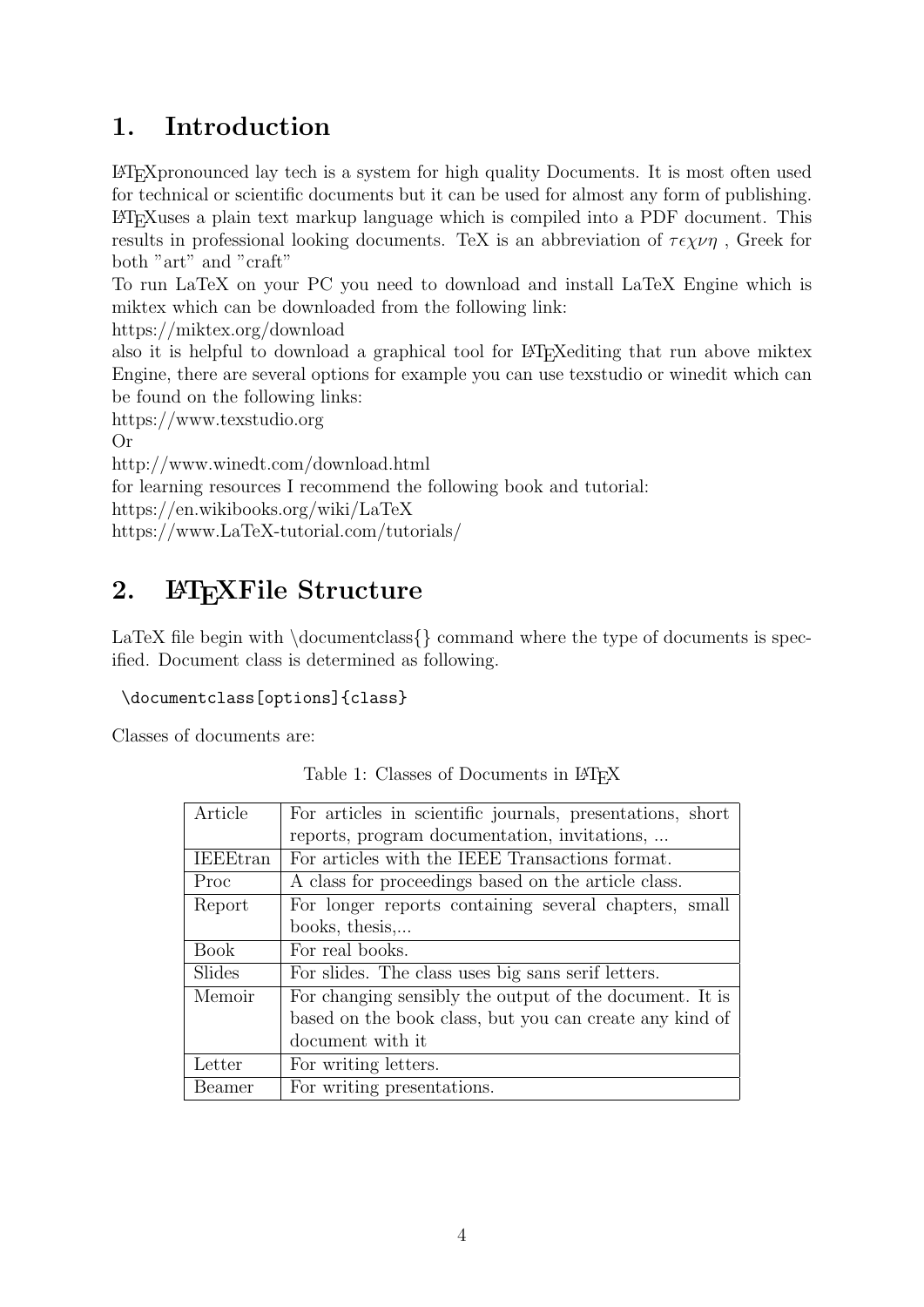# 1. Introduction

LaTeXpronounced lay tech is a system for high quality Documents. It is most often used for technical or scientific documents but it can be used for almost any form of publishing. LaTeXuses a plain text markup language which is compiled into a PDF document. This results in professional looking documents. TeX is an abbreviation of $\tau\epsilon\chi\nu\eta$ , Greek for both "art" and "craft"

To run LaTeX on your PC you need to download and install LaTeX Engine which is miktex which can be downloaded from the following link:

https://miktex.org/download

also it is helpful to download a graphical tool for LaTeXediting that run above miktex Engine, there are several options for example you can use texstudio or winedit which can be found on the following links:

https://www.texstudio.org

Or

http://www.winedt.com/download.html

for learning resources I recommend the following book and tutorial:

https://en.wikibooks.org/wiki/LaTeX

https://www.LaTeX-tutorial.com/tutorials/

# 2. LaTeXFile Structure

LaTeX file begin with \documentclass{} command where the type of documents is specified. Document class is determined as following.

```
\documentclass[options]{class}
```

Classes of documents are:

Table 1: Classes of Documents in LaTeX

| | |
|---|---|
| Article | For articles in scientific journals, presentations, short reports, program documentation, invitations, ... |
| IEEEtran | For articles with the IEEE Transactions format. |
| Proc | A class for proceedings based on the article class. |
| Report | For longer reports containing several chapters, small books, thesis,... |
| Book | For real books. |
| Slides | For slides. The class uses big sans serif letters. |
| Memoir | For changing sensibly the output of the document. It is based on the book class, but you can create any kind of document with it |
| Letter | For writing letters. |
| Beamer | For writing presentations. |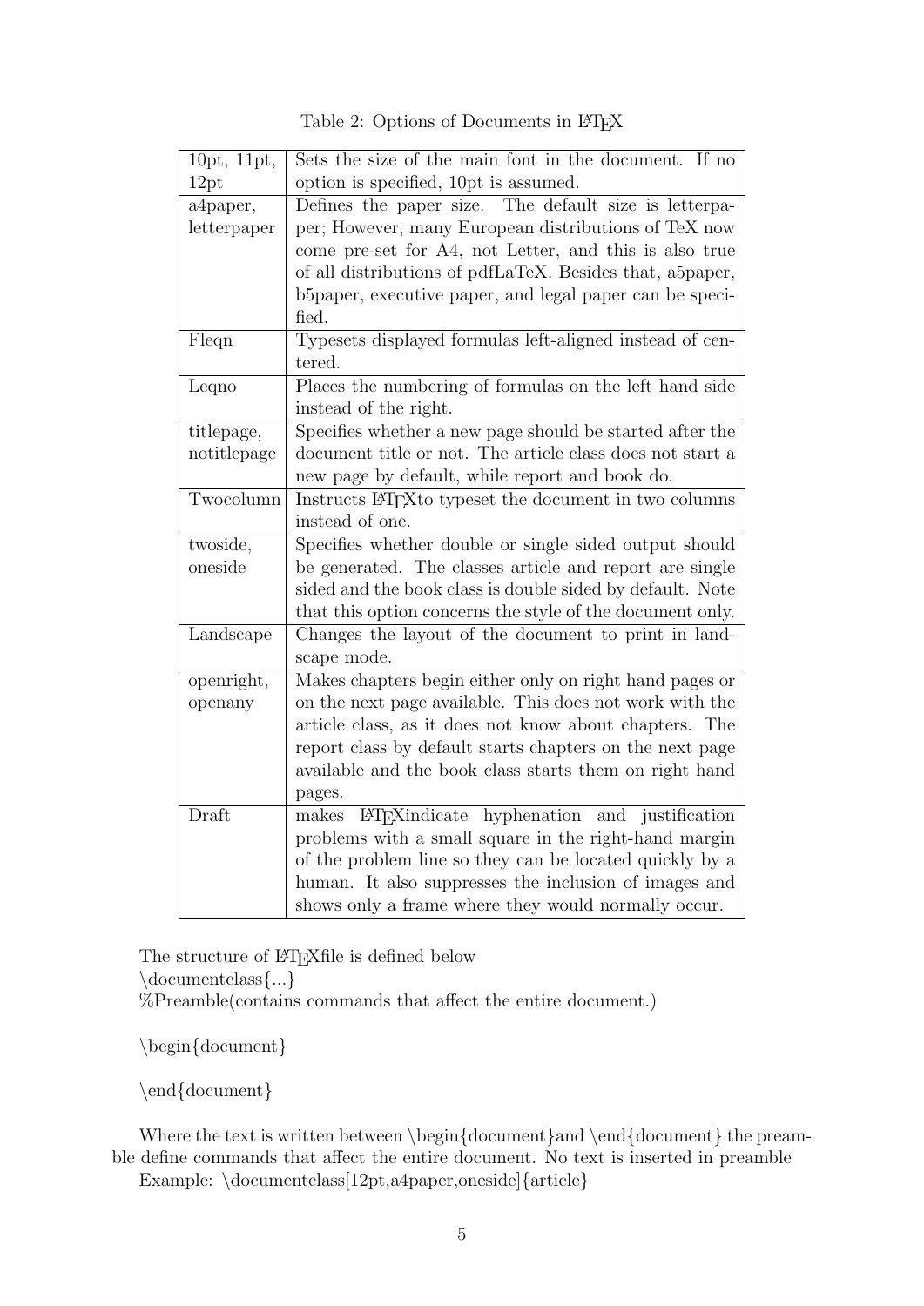Table 2: Options of Documents in LaTeX

| | |
|---|---|
| 10pt, 11pt, 12pt | Sets the size of the main font in the document. If no option is specified, 10pt is assumed. |
| a4paper, letterpaper | Defines the paper size. The default size is letterpaper; However, many European distributions of TeX now come pre-set for A4, not Letter, and this is also true of all distributions of pdfLaTeX. Besides that, a5paper, b5paper, executive paper, and legal paper can be specified. |
| Fleqn | Typesets displayed formulas left-aligned instead of centered. |
| Leqno | Places the numbering of formulas on the left hand side instead of the right. |
| titlepage, notitlepage | Specifies whether a new page should be started after the document title or not. The article class does not start a new page by default, while report and book do. |
| Twocolumn | Instructs LaTeXto typeset the document in two columns instead of one. |
| twoside, oneside | Specifies whether double or single sided output should be generated. The classes article and report are single sided and the book class is double sided by default. Note that this option concerns the style of the document only. |
| Landscape | Changes the layout of the document to print in landscape mode. |
| openright, openany | Makes chapters begin either only on right hand pages or on the next page available. This does not work with the article class, as it does not know about chapters. The report class by default starts chapters on the next page available and the book class starts them on right hand pages. |
| Draft | makes LaTeXindicate hyphenation and justification problems with a small square in the right-hand margin of the problem line so they can be located quickly by a human. It also suppresses the inclusion of images and shows only a frame where they would normally occur. |

The structure of LaTeXfile is defined below

```
\documentclass{...}
%Preamble(contains commands that affect the entire document.)

\begin{document}

\end{document}
```

Where the text is written between \begin{document}and \end{document} the preamble define commands that affect the entire document. No text is inserted in preamble

Example: \documentclass[12pt,a4paper,oneside]{article}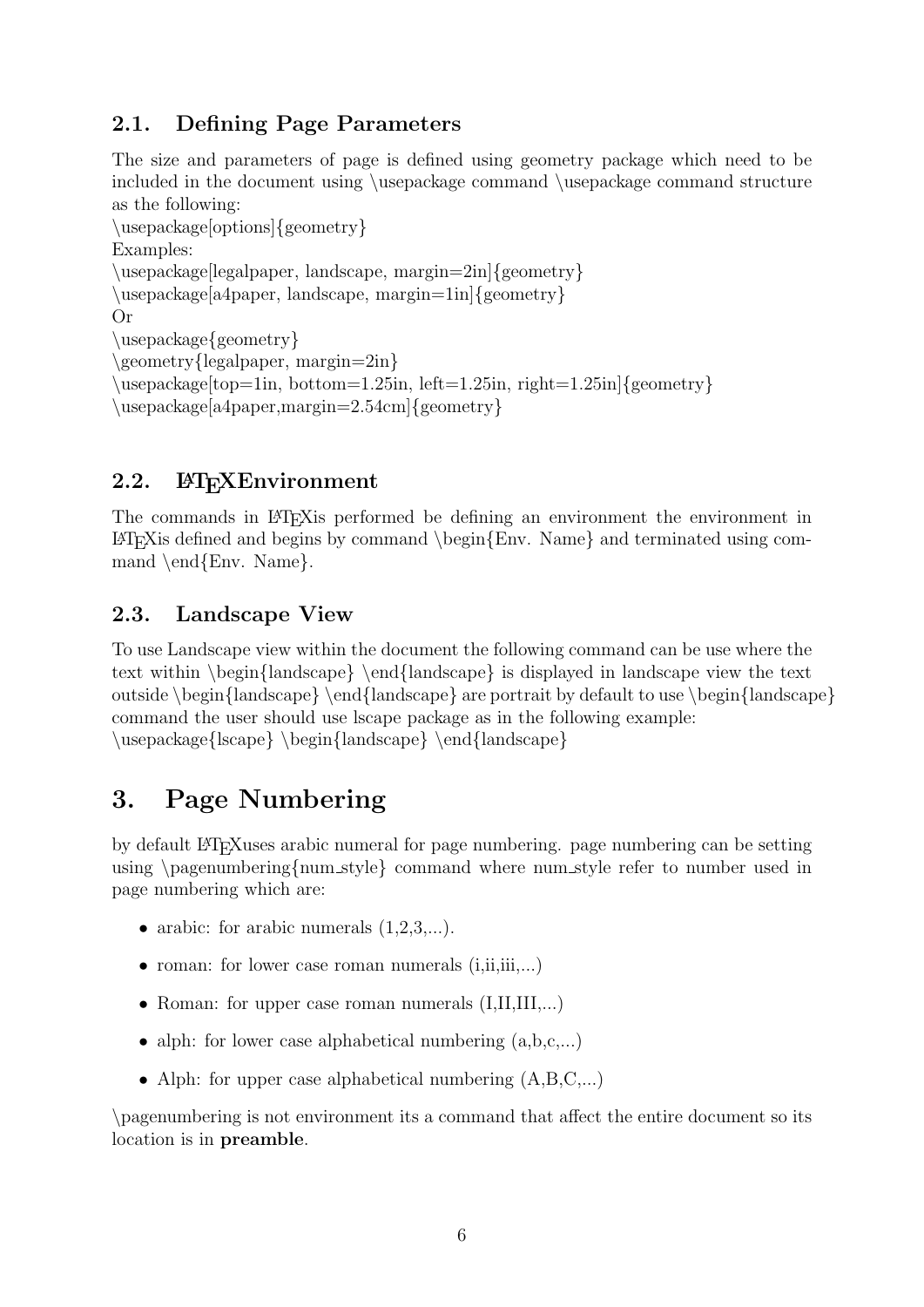### 2.1. Defining Page Parameters

The size and parameters of page is defined using geometry package which need to be included in the document using \usepackage command \usepackage command structure as the following:
\usepackage[options]{geometry}
Examples:
\usepackage[legalpaper, landscape, margin=2in]{geometry}
\usepackage[a4paper, landscape, margin=1in]{geometry}
Or
\usepackage{geometry}
\geometry{legalpaper, margin=2in}
\usepackage[top=1in, bottom=1.25in, left=1.25in, right=1.25in]{geometry}
\usepackage[a4paper,margin=2.54cm]{geometry}

### 2.2. LaTeXEnvironment

The commands in LaTeXis performed be defining an environment the environment in LaTeXis defined and begins by command \begin{Env. Name} and terminated using command \end{Env. Name}.

### 2.3. Landscape View

To use Landscape view within the document the following command can be use where the text within \begin{landscape} \end{landscape} is displayed in landscape view the text outside \begin{landscape} \end{landscape} are portrait by default to use \begin{landscape} command the user should use lscape package as in the following example:
\usepackage{lscape} \begin{landscape} \end{landscape}

## 3. Page Numbering

by default LaTeXuses arabic numeral for page numbering. page numbering can be setting using \pagenumbering{num_style} command where num_style refer to number used in page numbering which are:

- arabic: for arabic numerals (1,2,3,...).
- roman: for lower case roman numerals (i,ii,iii,...)
- Roman: for upper case roman numerals (I,II,III,...)
- alph: for lower case alphabetical numbering (a,b,c,...)
- Alph: for upper case alphabetical numbering (A,B,C,...)

\pagenumbering is not environment its a command that affect the entire document so its location is in **preamble**.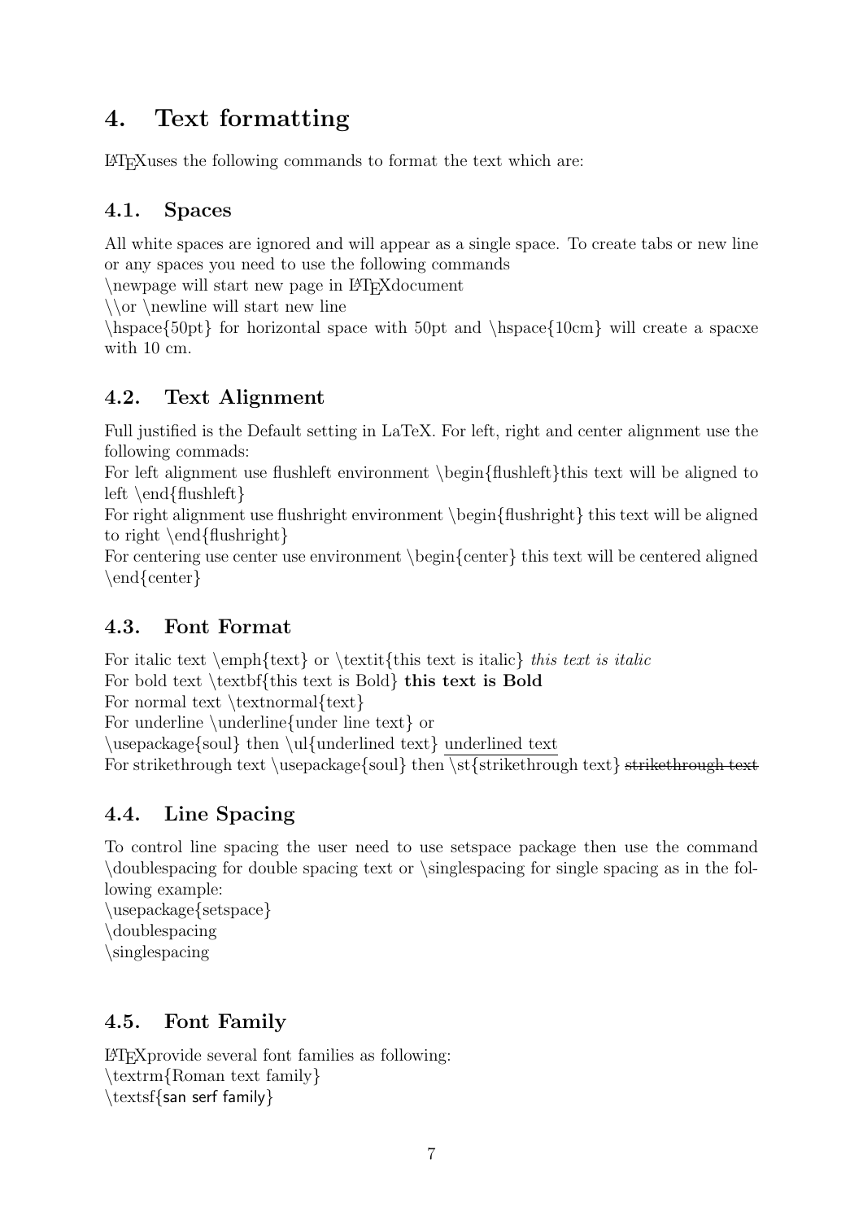## 4. Text formatting

LaTeXuses the following commands to format the text which are:

### 4.1. Spaces

All white spaces are ignored and will appear as a single space. To create tabs or new line or any spaces you need to use the following commands

\newpage will start new page in LaTeXdocument

\\or \newline will start new line

\hspace{50pt} for horizontal space with 50pt and \hspace{10cm} will create a spacxe with 10 cm.

### 4.2. Text Alignment

Full justified is the Default setting in LaTeX. For left, right and center alignment use the following commads:

For left alignment use flushleft environment \begin{flushleft}this text will be aligned to left \end{flushleft}

For right alignment use flushright environment \begin{flushright} this text will be aligned to right \end{flushright}

For centering use center use environment \begin{center} this text will be centered aligned \end{center}

### 4.3. Font Format

For italic text \emph{text} or \textit{this text is italic} *this text is italic*

For bold text \textbf{this text is Bold} **this text is Bold**

For normal text \textnormal{text}

For underline \underline{under line text} or

\usepackage{soul} then \ul{underlined text} <u>underlined text</u>

For strikethrough text \usepackage{soul} then \st{strikethrough text} ~~strikethrough text~~

### 4.4. Line Spacing

To control line spacing the user need to use setspace package then use the command \doublespacing for double spacing text or \singlespacing for single spacing as in the following example:

\usepackage{setspace}

\doublespacing

\singlespacing

### 4.5. Font Family

LaTeXprovide several font families as following:

\textrm{Roman text family}

\textsf{san serf family}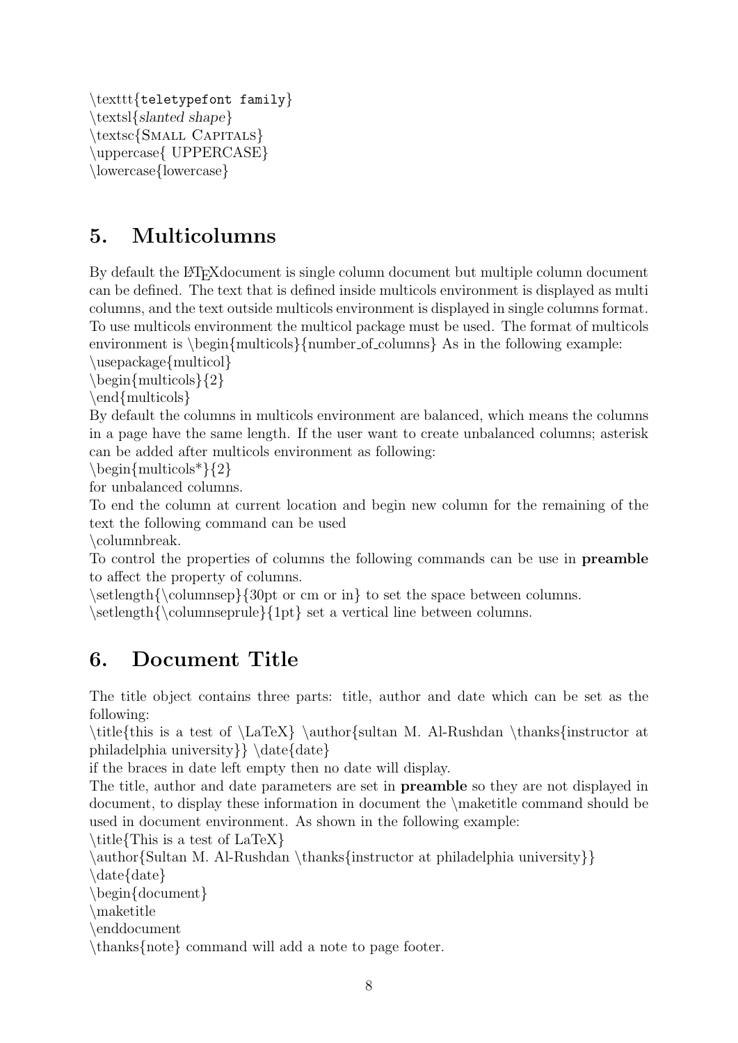\texttt{teletypefont family}
\textsl{*slanted shape*}
\textsc{SMALL CAPITALS}
\uppercase{ UPPERCASE}
\lowercase{lowercase}

## 5. Multicolumns

By default the LaTeXdocument is single column document but multiple column document can be defined. The text that is defined inside multicols environment is displayed as multi columns, and the text outside multicols environment is displayed in single columns format. To use multicols environment the multicol package must be used. The format of multicols environment is \begin{multicols}{number_of_columns} As in the following example:
\usepackage{multicol}
\begin{multicols}{2}
\end{multicols}
By default the columns in multicols environment are balanced, which means the columns in a page have the same length. If the user want to create unbalanced columns; asterisk can be added after multicols environment as following:
\begin{multicols*}{2}
for unbalanced columns.
To end the column at current location and begin new column for the remaining of the text the following command can be used
\columnbreak.
To control the properties of columns the following commands can be use in **preamble** to affect the property of columns.
\setlength{\columnsep}{30pt or cm or in} to set the space between columns.
\setlength{\columnseprule}{1pt} set a vertical line between columns.

## 6. Document Title

The title object contains three parts: title, author and date which can be set as the following:
\title{this is a test of \LaTeX} \author{sultan M. Al-Rushdan \thanks{instructor at philadelphia university}} \date{date}
if the braces in date left empty then no date will display.
The title, author and date parameters are set in **preamble** so they are not displayed in document, to display these information in document the \maketitle command should be used in document environment. As shown in the following example:
\title{This is a test of LaTeX}
\author{Sultan M. Al-Rushdan \thanks{instructor at philadelphia university}}
\date{date}
\begin{document}
\maketitle
\enddocument
\thanks{note} command will add a note to page footer.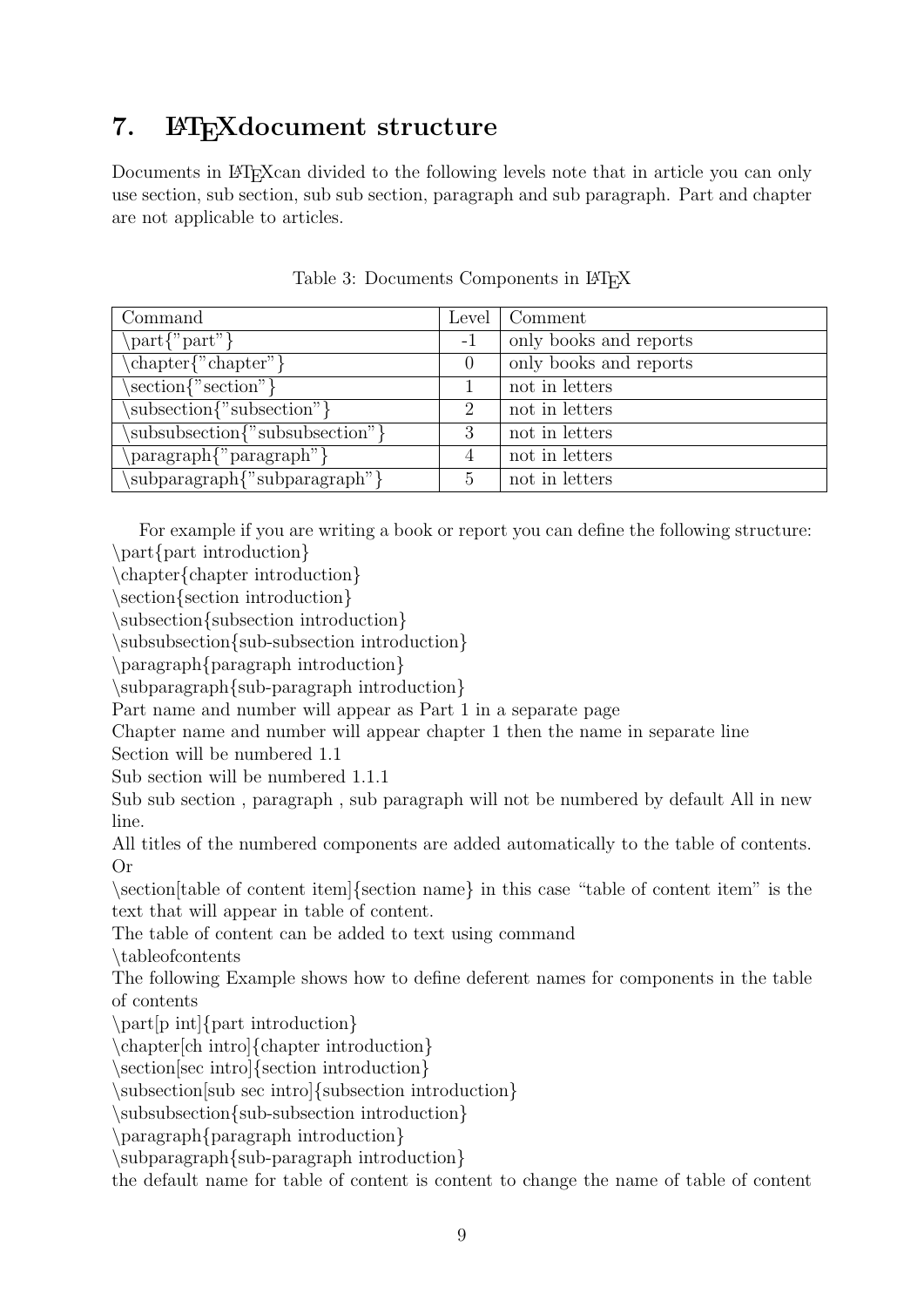## 7. LATEXdocument structure

Documents in LATEXcan divided to the following levels note that in article you can only use section, sub section, sub sub section, paragraph and sub paragraph. Part and chapter are not applicable to articles.

Table 3: Documents Components in LATEX

| Command | Level | Comment |
|---|---|---|
| \part{"part"} | -1 | only books and reports |
| \chapter{"chapter"} | 0 | only books and reports |
| \section{"section"} | 1 | not in letters |
| \subsection{"subsection"} | 2 | not in letters |
| \subsubsection{"subsubsection"} | 3 | not in letters |
| \paragraph{"paragraph"} | 4 | not in letters |
| \subparagraph{"subparagraph"} | 5 | not in letters |

For example if you are writing a book or report you can define the following structure:
\part{part introduction}
\chapter{chapter introduction}
\section{section introduction}
\subsection{subsection introduction}
\subsubsection{sub-subsection introduction}
\paragraph{paragraph introduction}
\subparagraph{sub-paragraph introduction}
Part name and number will appear as Part 1 in a separate page
Chapter name and number will appear chapter 1 then the name in separate line
Section will be numbered 1.1
Sub section will be numbered 1.1.1
Sub sub section , paragraph , sub paragraph will not be numbered by default All in new line.
All titles of the numbered components are added automatically to the table of contents.
Or
\section[table of content item]{section name} in this case "table of content item" is the text that will appear in table of content.
The table of content can be added to text using command
\tableofcontents
The following Example shows how to define deferent names for components in the table of contents
\part[p int]{part introduction}
\chapter[ch intro]{chapter introduction}
\section[sec intro]{section introduction}
\subsection[sub sec intro]{subsection introduction}
\subsubsection{sub-subsection introduction}
\paragraph{paragraph introduction}
\subparagraph{sub-paragraph introduction}
the default name for table of content is content to change the name of table of content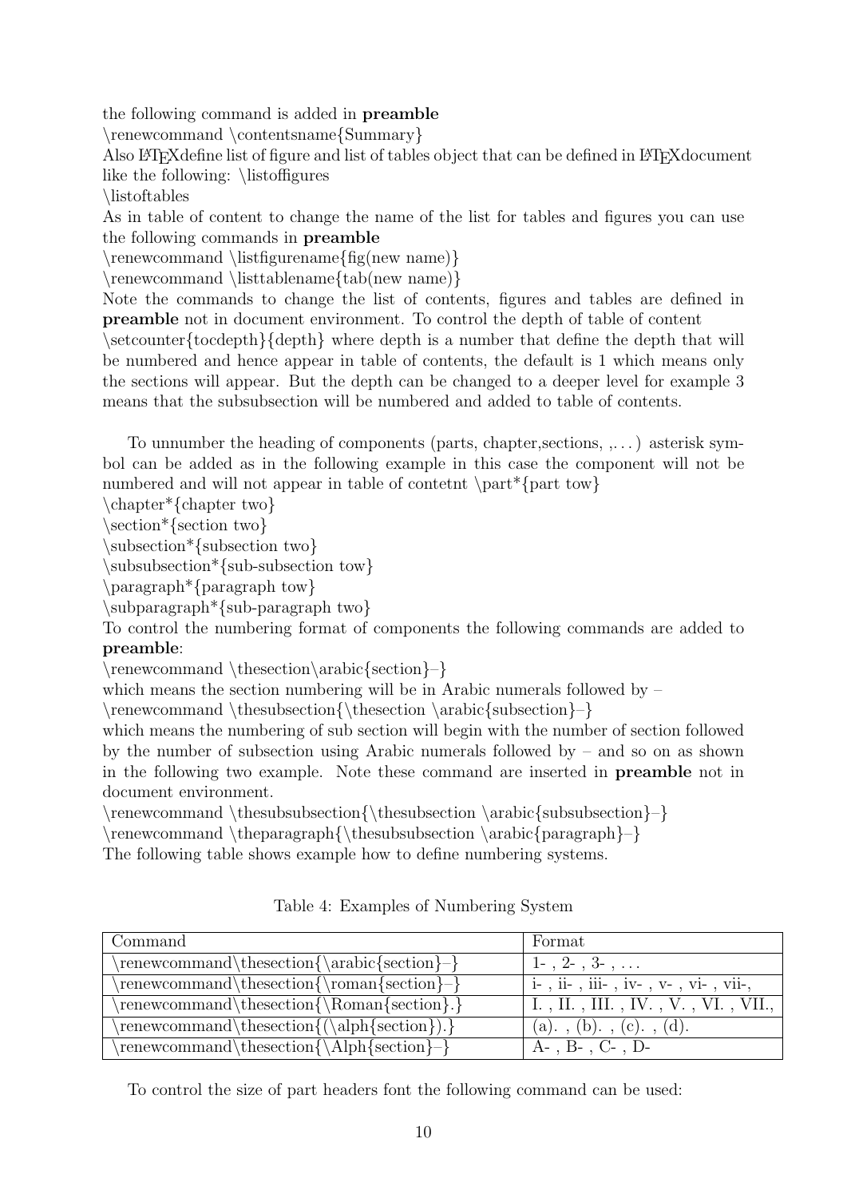the following command is added in **preamble**

\renewcommand \contentsname{Summary}

Also LaTeXdefine list of figure and list of tables object that can be defined in LaTeXdocument like the following: \listoffigures

\listoftables

As in table of content to change the name of the list for tables and figures you can use the following commands in **preamble**

\renewcommand \listfigurename{fig(new name)}

\renewcommand \listtablename{tab(new name)}

Note the commands to change the list of contents, figures and tables are defined in **preamble** not in document environment. To control the depth of table of content \setcounter{tocdepth}{depth} where depth is a number that define the depth that will be numbered and hence appear in table of contents, the default is 1 which means only the sections will appear. But the depth can be changed to a deeper level for example 3 means that the subsubsection will be numbered and added to table of contents.

To unnumber the heading of components (parts, chapter,sections, ,. . . ) asterisk symbol can be added as in the following example in this case the component will not be numbered and will not appear in table of contetnt \part*{part tow}

\chapter*{chapter two}

\section*{section two}

\subsection*{subsection two}

\subsubsection*{sub-subsection tow}

\paragraph*{paragraph tow}

\subparagraph*{sub-paragraph two}

To control the numbering format of components the following commands are added to **preamble**:

\renewcommand \thesection\arabic{section}–}

which means the section numbering will be in Arabic numerals followed by –

\renewcommand \thesubsection{\thesection \arabic{subsection}–}

which means the numbering of sub section will begin with the number of section followed by the number of subsection using Arabic numerals followed by – and so on as shown in the following two example. Note these command are inserted in **preamble** not in document environment.

\renewcommand \thesubsubsection{\thesubsection \arabic{subsubsection}–}

\renewcommand \theparagraph{\thesubsubsection \arabic{paragraph}–}

The following table shows example how to define numbering systems.

Table 4: Examples of Numbering System

| Command | Format |
|---|---|
| \renewcommand\thesection{\arabic{section}–} | 1- , 2- , 3- , . . . |
| \renewcommand\thesection{\roman{section}–} | i- , ii- , iii- , iv- , v- , vi- , vii-, |
| \renewcommand\thesection{\Roman{section}.} | I. , II. , III. , IV. , V. , VI. , VII., |
| \renewcommand\thesection{(\alph{section}).} | (a). , (b). , (c). , (d). |
| \renewcommand\thesection{\Alph{section}–} | A- , B- , C- , D- |

To control the size of part headers font the following command can be used: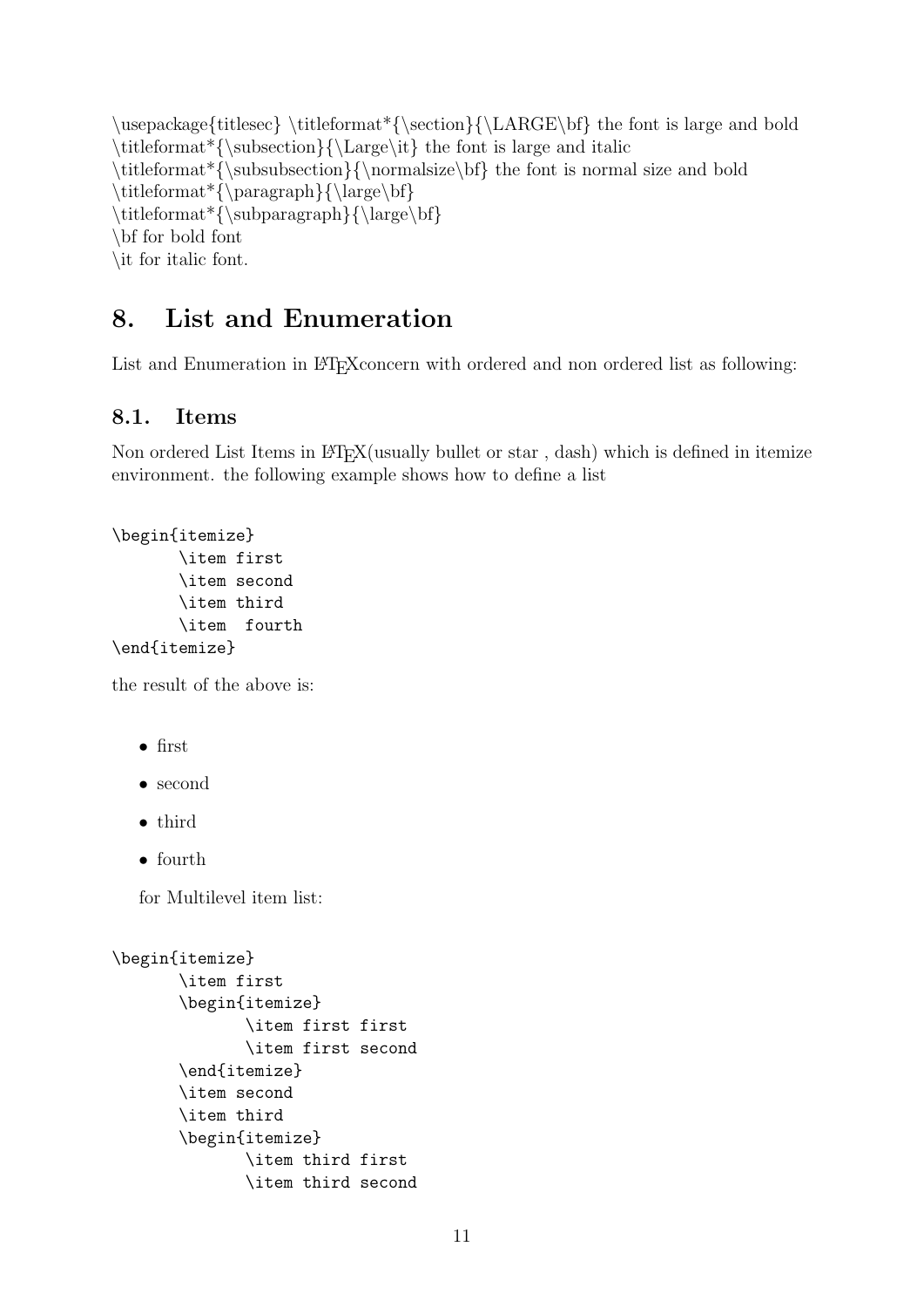\usepackage{titlesec} \titleformat*{\section}{\LARGE\bf} the font is large and bold
\titleformat*{\subsection}{\Large\it} the font is large and italic
\titleformat*{\subsubsection}{\normalsize\bf} the font is normal size and bold
\titleformat*{\paragraph}{\large\bf}
\titleformat*{\subparagraph}{\large\bf}
\bf for bold font
\it for italic font.

# 8. List and Enumeration

List and Enumeration in LaTeXconcern with ordered and non ordered list as following:

## 8.1. Items

Non ordered List Items in LaTeX(usually bullet or star , dash) which is defined in itemize environment. the following example shows how to define a list

```
\begin{itemize}
	\item first
	\item second
	\item third
	\item  fourth
\end{itemize}
```

the result of the above is:

- first
- second
- third
- fourth

for Multilevel item list:

```
\begin{itemize}
	\item first
	\begin{itemize}
		\item first first
		\item first second
	\end{itemize}
	\item second
	\item third
	\begin{itemize}
		\item third first
		\item third second
```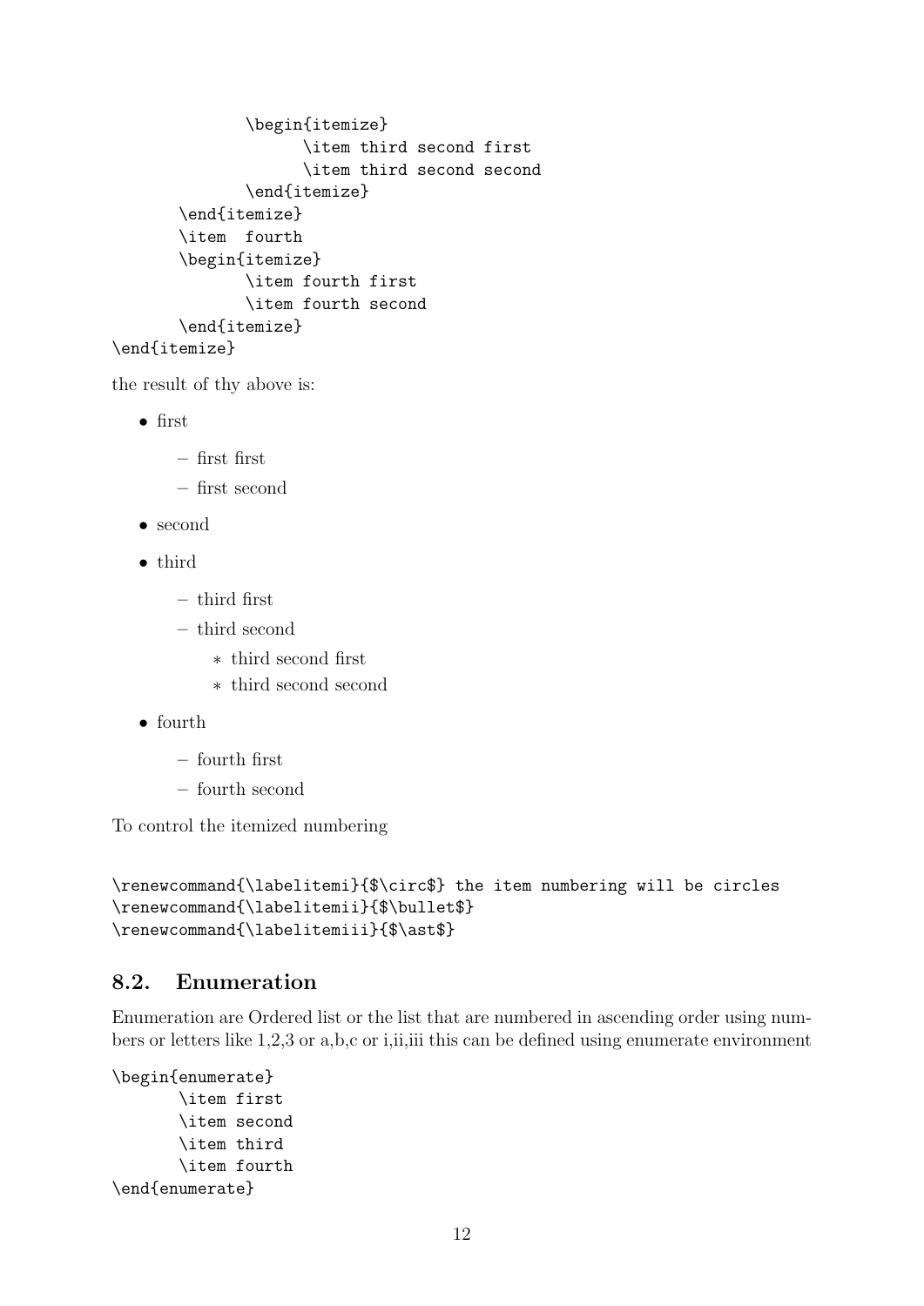```
            \begin{itemize}
                  \item third second first
                  \item third second second
            \end{itemize}
      \end{itemize}
      \item  fourth
      \begin{itemize}
            \item fourth first
            \item fourth second
      \end{itemize}
\end{itemize}
```

the result of thy above is:

- first
  - first first
  - first second
- second
- third
  - third first
  - third second
    - third second first
    - third second second
- fourth
  - fourth first
  - fourth second

To control the itemized numbering

```
\renewcommand{\labelitemi}{$\circ$} the item numbering will be circles
\renewcommand{\labelitemii}{$\bullet$}
\renewcommand{\labelitemiii}{$\ast$}
```

## 8.2. Enumeration

Enumeration are Ordered list or the list that are numbered in ascending order using numbers or letters like 1,2,3 or a,b,c or i,ii,iii this can be defined using enumerate environment

```
\begin{enumerate}
      \item first
      \item second
      \item third
      \item fourth
\end{enumerate}
```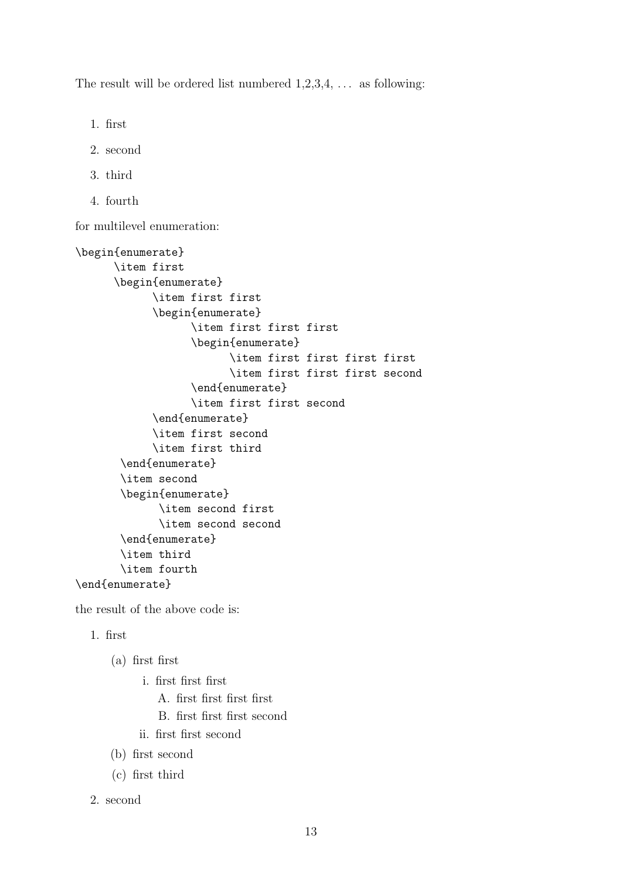The result will be ordered list numbered 1,2,3,4, . . . as following:

1. first
2. second
3. third
4. fourth

for multilevel enumeration:

```
\begin{enumerate}
      \item first
      \begin{enumerate}
            \item first first
            \begin{enumerate}
                  \item first first first
                  \begin{enumerate}
                        \item first first first first
                        \item first first first second
                  \end{enumerate}
                  \item first first second
            \end{enumerate}
            \item first second
            \item first third
       \end{enumerate}
       \item second
       \begin{enumerate}
             \item second first
             \item second second
       \end{enumerate}
       \item third
       \item fourth
\end{enumerate}
```

the result of the above code is:

1. first
   (a) first first
      i. first first first
         A. first first first first
         B. first first first second
      ii. first first second
   (b) first second
   (c) first third
2. second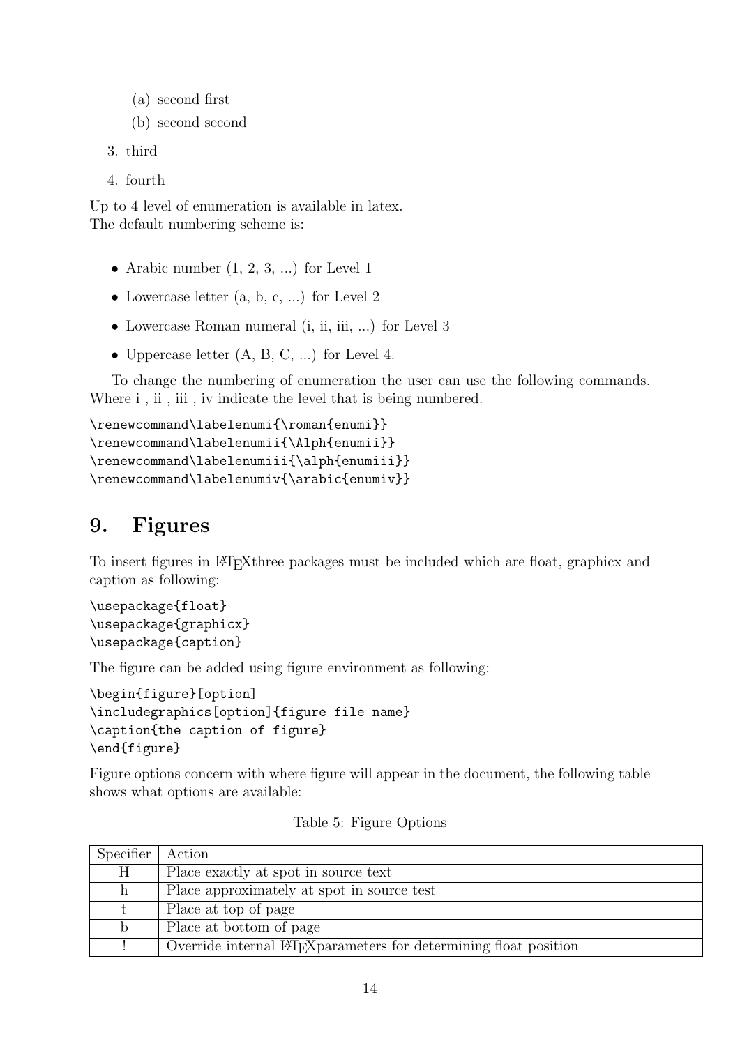(a) second first
   (b) second second
3. third
4. fourth

Up to 4 level of enumeration is available in latex.
The default numbering scheme is:

- Arabic number (1, 2, 3, ...) for Level 1
- Lowercase letter (a, b, c, ...) for Level 2
- Lowercase Roman numeral (i, ii, iii, ...) for Level 3
- Uppercase letter (A, B, C, ...) for Level 4.

To change the numbering of enumeration the user can use the following commands. Where i , ii , iii , iv indicate the level that is being numbered.

```
\renewcommand\labelenumi{\roman{enumi}}
\renewcommand\labelenumii{\Alph{enumii}}
\renewcommand\labelenumiii{\alph{enumiii}}
\renewcommand\labelenumiv{\arabic{enumiv}}
```

## 9. Figures

To insert figures in LATEXthree packages must be included which are float, graphicx and caption as following:

```
\usepackage{float}
\usepackage{graphicx}
\usepackage{caption}
```

The figure can be added using figure environment as following:

```
\begin{figure}[option]
\includegraphics[option]{figure file name}
\caption{the caption of figure}
\end{figure}
```

Figure options concern with where figure will appear in the document, the following table shows what options are available:

Table 5: Figure Options

| Specifier | Action |
|---|---|
| H | Place exactly at spot in source text |
| h | Place approximately at spot in source test |
| t | Place at top of page |
| b | Place at bottom of page |
| ! | Override internal LATEXparameters for determining float position |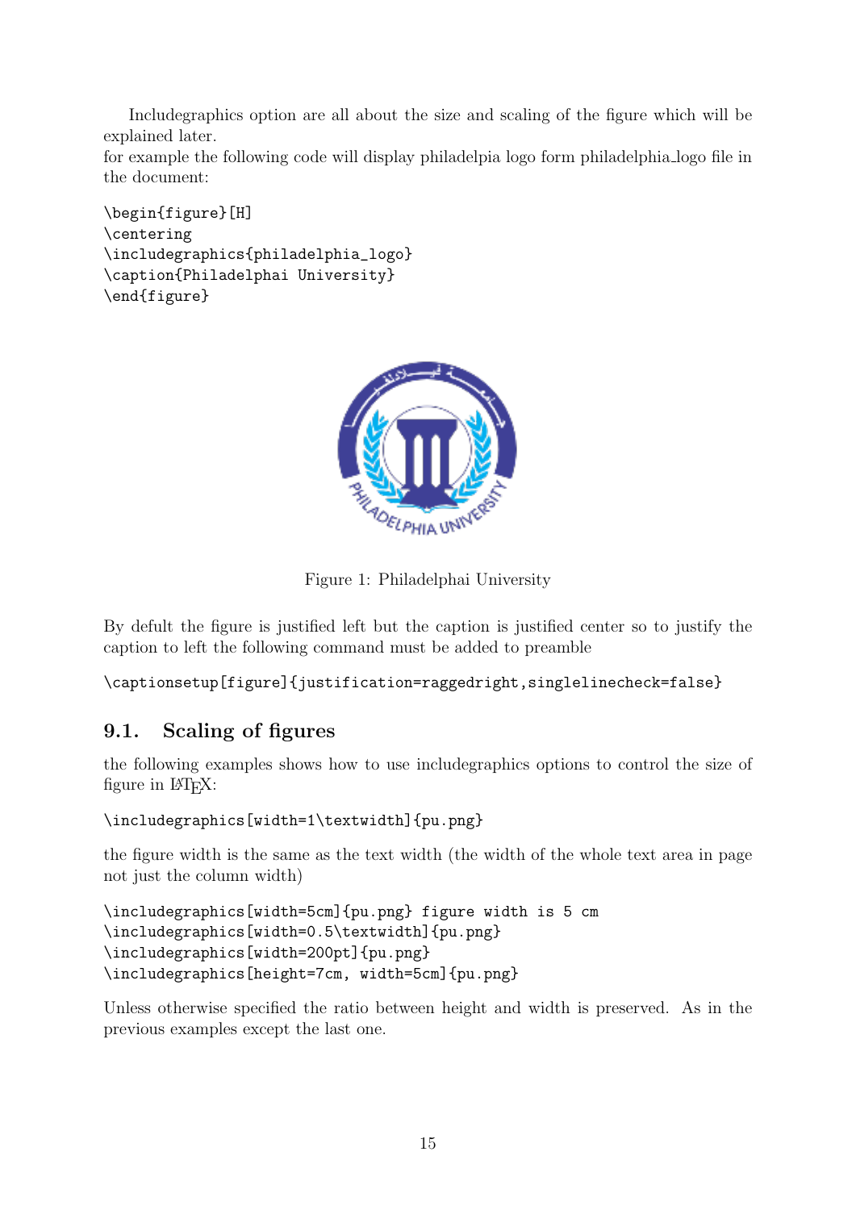Includegraphics option are all about the size and scaling of the figure which will be explained later.
for example the following code will display philadelpia logo form philadelphia_logo file in the document:

```
\begin{figure}[H]
\centering
\includegraphics{philadelphia_logo}
\caption{Philadelphai University}
\end{figure}
```

Figure 1: Philadelphai University

By defult the figure is justified left but the caption is justified center so to justify the caption to left the following command must be added to preamble

```
\captionsetup[figure]{justification=raggedright,singlelinecheck=false}
```

## 9.1. Scaling of figures

the following examples shows how to use includegraphics options to control the size of figure in LaTeX:

```
\includegraphics[width=1\textwidth]{pu.png}
```

the figure width is the same as the text width (the width of the whole text area in page not just the column width)

```
\includegraphics[width=5cm]{pu.png} figure width is 5 cm
\includegraphics[width=0.5\textwidth]{pu.png}
\includegraphics[width=200pt]{pu.png}
\includegraphics[height=7cm, width=5cm]{pu.png}
```

Unless otherwise specified the ratio between height and width is preserved. As in the previous examples except the last one.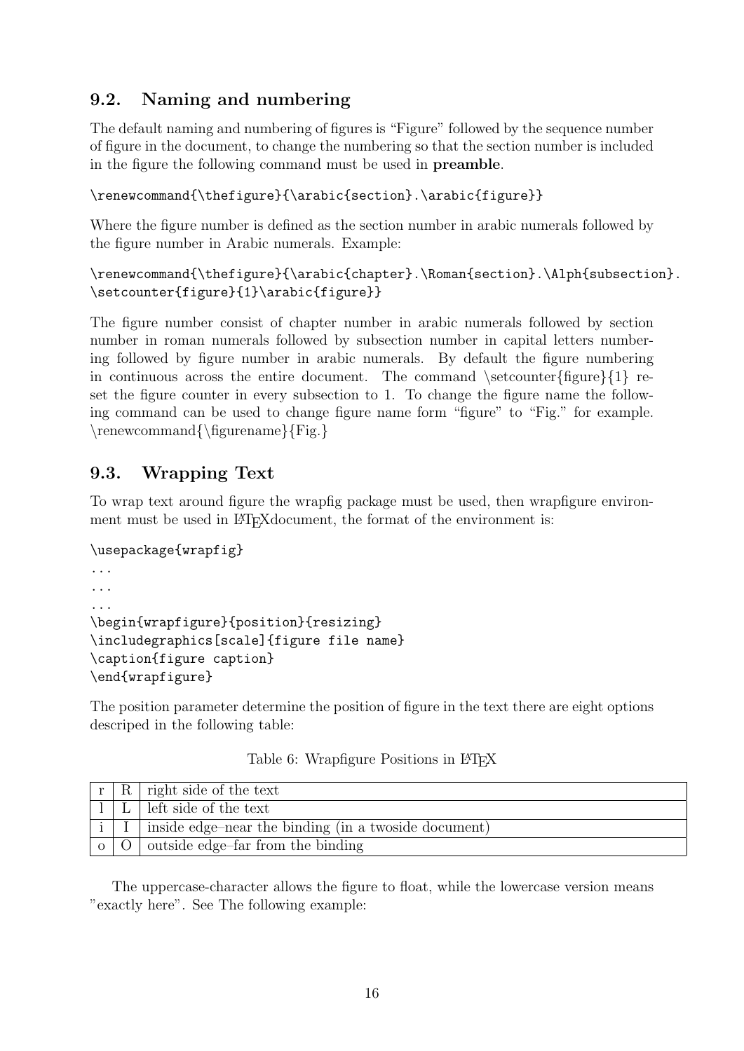## 9.2. Naming and numbering

The default naming and numbering of figures is “Figure” followed by the sequence number of figure in the document, to change the numbering so that the section number is included in the figure the following command must be used in **preamble**.

```
\renewcommand{\thefigure}{\arabic{section}.\arabic{figure}}
```

Where the figure number is defined as the section number in arabic numerals followed by the figure number in Arabic numerals. Example:

```
\renewcommand{\thefigure}{\arabic{chapter}.\Roman{section}.\Alph{subsection}.
\setcounter{figure}{1}\arabic{figure}}
```

The figure number consist of chapter number in arabic numerals followed by section number in roman numerals followed by subsection number in capital letters numbering followed by figure number in arabic numerals. By default the figure numbering in continuous across the entire document. The command \setcounter{figure}{1} reset the figure counter in every subsection to 1. To change the figure name the following command can be used to change figure name form “figure” to “Fig.” for example. \renewcommand{\figurename}{Fig.}

## 9.3. Wrapping Text

To wrap text around figure the wrapfig package must be used, then wrapfigure environment must be used in LaTeXdocument, the format of the environment is:

```
\usepackage{wrapfig}
...
...
...
\begin{wrapfigure}{position}{resizing}
\includegraphics[scale]{figure file name}
\caption{figure caption}
\end{wrapfigure}
```

The position parameter determine the position of figure in the text there are eight options descriped in the following table:

Table 6: Wrapfigure Positions in LaTeX

| | | |
|---|---|---|
| r | R | right side of the text |
| l | L | left side of the text |
| i | I | inside edge–near the binding (in a twoside document) |
| o | O | outside edge–far from the binding |

The uppercase-character allows the figure to float, while the lowercase version means "exactly here". See The following example: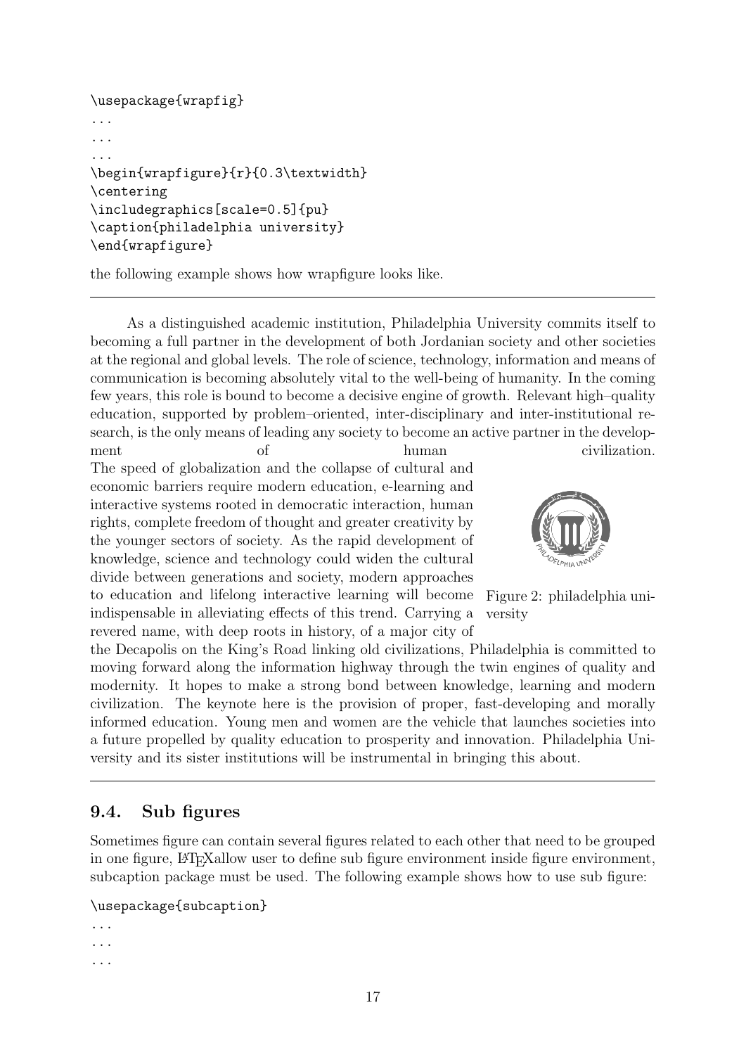```
\usepackage{wrapfig}
...
...
...
\begin{wrapfigure}{r}{0.3\textwidth}
\centering
\includegraphics[scale=0.5]{pu}
\caption{philadelphia university}
\end{wrapfigure}
```

the following example shows how wrapfigure looks like.

---

As a distinguished academic institution, Philadelphia University commits itself to becoming a full partner in the development of both Jordanian society and other societies at the regional and global levels. The role of science, technology, information and means of communication is becoming absolutely vital to the well-being of humanity. In the coming few years, this role is bound to become a decisive engine of growth. Relevant high–quality education, supported by problem–oriented, inter-disciplinary and inter-institutional research, is the only means of leading any society to become an active partner in the development of human civilization.
The speed of globalization and the collapse of cultural and economic barriers require modern education, e-learning and interactive systems rooted in democratic interaction, human rights, complete freedom of thought and greater creativity by the younger sectors of society. As the rapid development of knowledge, science and technology could widen the cultural divide between generations and society, modern approaches to education and lifelong interactive learning will become indispensable in alleviating effects of this trend. Carrying a revered name, with deep roots in history, of a major city of the Decapolis on the King's Road linking old civilizations, Philadelphia is committed to moving forward along the information highway through the twin engines of quality and modernity. It hopes to make a strong bond between knowledge, learning and modern civilization. The keynote here is the provision of proper, fast-developing and morally informed education. Young men and women are the vehicle that launches societies into a future propelled by quality education to prosperity and innovation. Philadelphia University and its sister institutions will be instrumental in bringing this about.

Figure 2: philadelphia university

---

## 9.4. Sub figures

Sometimes figure can contain several figures related to each other that need to be grouped in one figure, LaTeXallow user to define sub figure environment inside figure environment, subcaption package must be used. The following example shows how to use sub figure:

```
\usepackage{subcaption}
...
...
...
```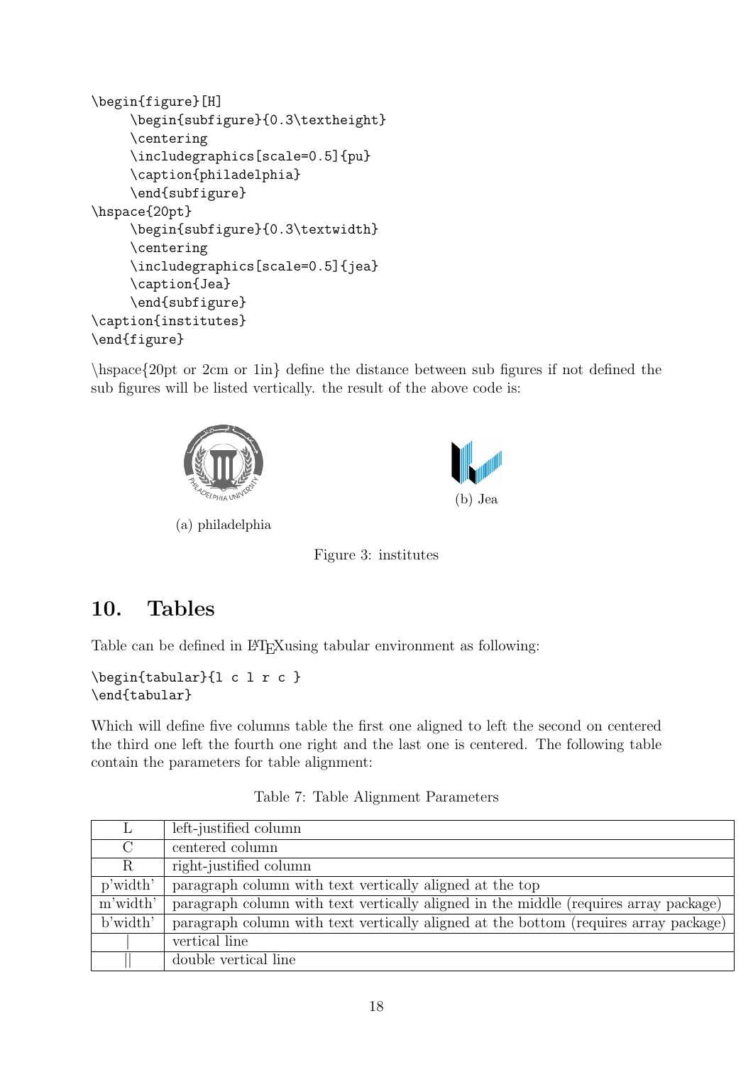```
\begin{figure}[H]
     \begin{subfigure}{0.3\textheight}
     \centering
     \includegraphics[scale=0.5]{pu}
     \caption{philadelphia}
     \end{subfigure}
\hspace{20pt}
     \begin{subfigure}{0.3\textwidth}
     \centering
     \includegraphics[scale=0.5]{jea}
     \caption{Jea}
     \end{subfigure}
\caption{institutes}
\end{figure}
```

\hspace{20pt or 2cm or 1in} define the distance between sub figures if not defined the sub figures will be listed vertically. the result of the above code is:

(a) philadelphia

(b) Jea

Figure 3: institutes

## 10. Tables

Table can be defined in LaTeXusing tabular environment as following:

```
\begin{tabular}{l c l r c }
\end{tabular}
```

Which will define five columns table the first one aligned to left the second on centered the third one left the fourth one right and the last one is centered. The following table contain the parameters for table alignment:

Table 7: Table Alignment Parameters

| | |
|---|---|
| L | left-justified column |
| C | centered column |
| R | right-justified column |
| p'width' | paragraph column with text vertically aligned at the top |
| m'width' | paragraph column with text vertically aligned in the middle (requires array package) |
| b'width' | paragraph column with text vertically aligned at the bottom (requires array package) |
| \| | vertical line |
| \|\| | double vertical line |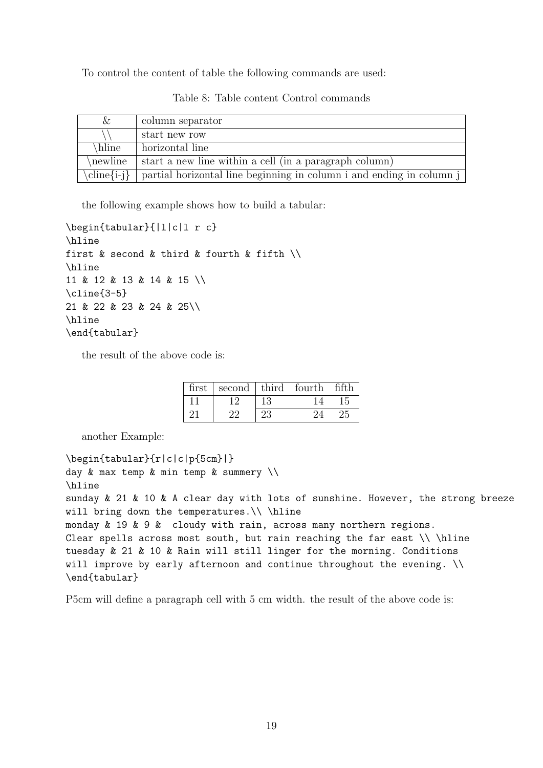To control the content of table the following commands are used:

Table 8: Table content Control commands

| & | column separator |
|---|---|
| \\ | start new row |
| \hline | horizontal line |
| \newline | start a new line within a cell (in a paragraph column) |
| \cline{i-j} | partial horizontal line beginning in column i and ending in column j |

the following example shows how to build a tabular:

```
\begin{tabular}{|l|c|l r c}
\hline
first & second & third & fourth & fifth \\
\hline
11 & 12 & 13 & 14 & 15 \\
\cline{3-5}
21 & 22 & 23 & 24 & 25\\
\hline
\end{tabular}
```

the result of the above code is:

| first | second | third | fourth | fifth |
|---|---|---|---|---|
| 11 | 12 | 13 | 14 | 15 |
| 21 | 22 | 23 | 24 | 25 |

another Example:

```
\begin{tabular}{r|c|c|p{5cm}|}
day & max temp & min temp & summery \\
\hline
sunday & 21 & 10 & A clear day with lots of sunshine. However, the strong breeze
will bring down the temperatures.\\ \hline
monday & 19 & 9 &  cloudy with rain, across many northern regions.
Clear spells across most south, but rain reaching the far east \\ \hline
tuesday & 21 & 10 & Rain will still linger for the morning. Conditions
will improve by early afternoon and continue throughout the evening. \\
\end{tabular}
```

P5cm will define a paragraph cell with 5 cm width. the result of the above code is: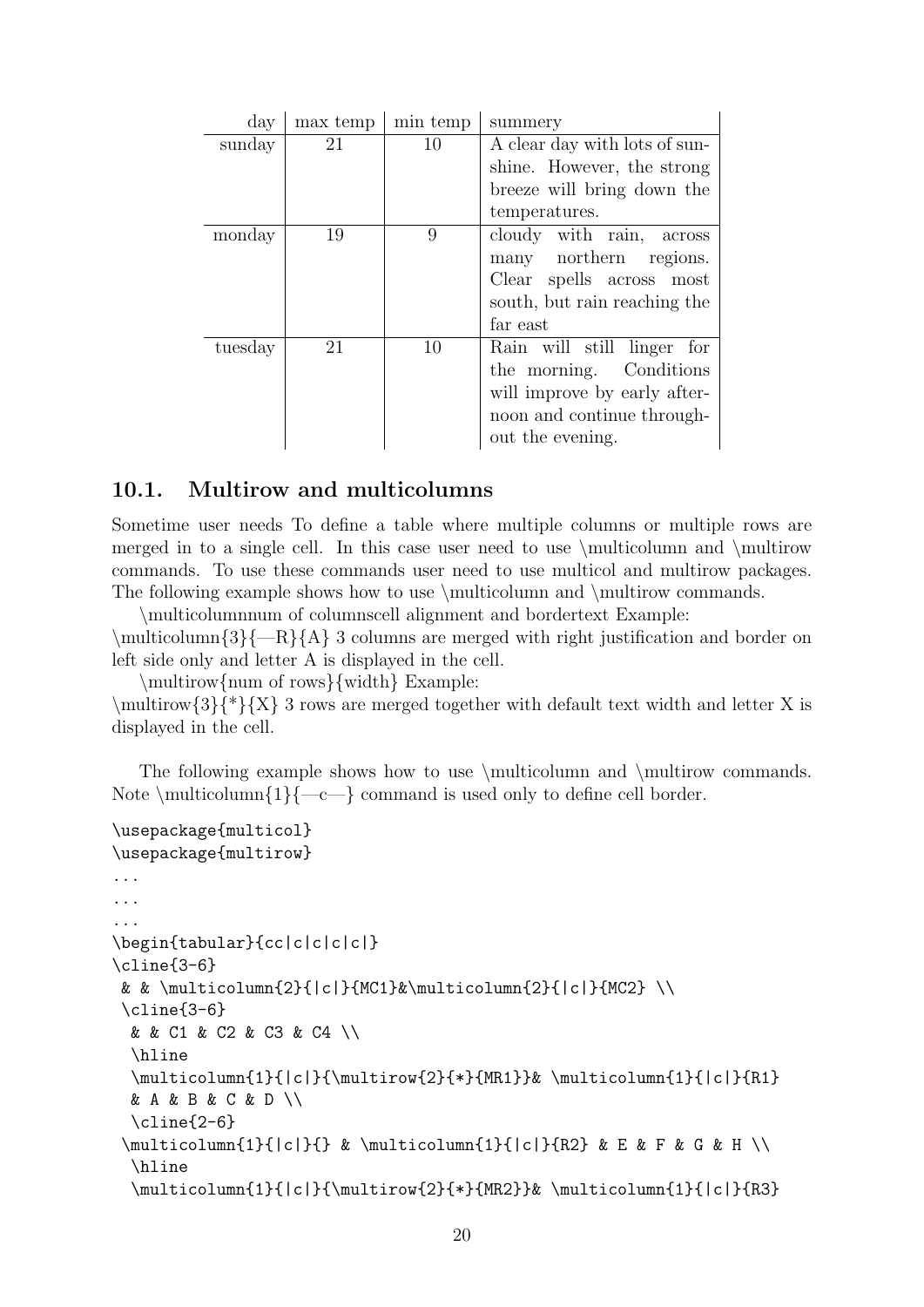| day | max temp | min temp | summery |
|---:|:---:|:---:|---|
| sunday | 21 | 10 | A clear day with lots of sunshine. However, the strong breeze will bring down the temperatures. |
| monday | 19 | 9 | cloudy with rain, across many northern regions. Clear spells across most south, but rain reaching the far east |
| tuesday | 21 | 10 | Rain will still linger for the morning. Conditions will improve by early afternoon and continue throughout the evening. |

### 10.1. Multirow and multicolumns

Sometime user needs To define a table where multiple columns or multiple rows are merged in to a single cell. In this case user need to use \multicolumn and \multirow commands. To use these commands user need to use multicol and multirow packages. The following example shows how to use \multicolumn and \multirow commands.

\multicolumnnum of columnscell alignment and bordertext Example:
\multicolumn{3}{—R}{A} 3 columns are merged with right justification and border on left side only and letter A is displayed in the cell.

\multirow{num of rows}{width} Example:
\multirow{3}{*}{X} 3 rows are merged together with default text width and letter X is displayed in the cell.

The following example shows how to use \multicolumn and \multirow commands. Note \multicolumn{1}{—c—} command is used only to define cell border.

```
\usepackage{multicol}
\usepackage{multirow}
...
...
...
\begin{tabular}{cc|c|c|c|c|}
\cline{3-6}
 & & \multicolumn{2}{|c|}{MC1}&\multicolumn{2}{|c|}{MC2} \\
 \cline{3-6}
  & & C1 & C2 & C3 & C4 \\
  \hline
  \multicolumn{1}{|c|}{\multirow{2}{*}{MR1}}& \multicolumn{1}{|c|}{R1}
  & A & B & C & D \\
  \cline{2-6}
 \multicolumn{1}{|c|}{} & \multicolumn{1}{|c|}{R2} & E & F & G & H \\
  \hline
  \multicolumn{1}{|c|}{\multirow{2}{*}{MR2}}& \multicolumn{1}{|c|}{R3}
```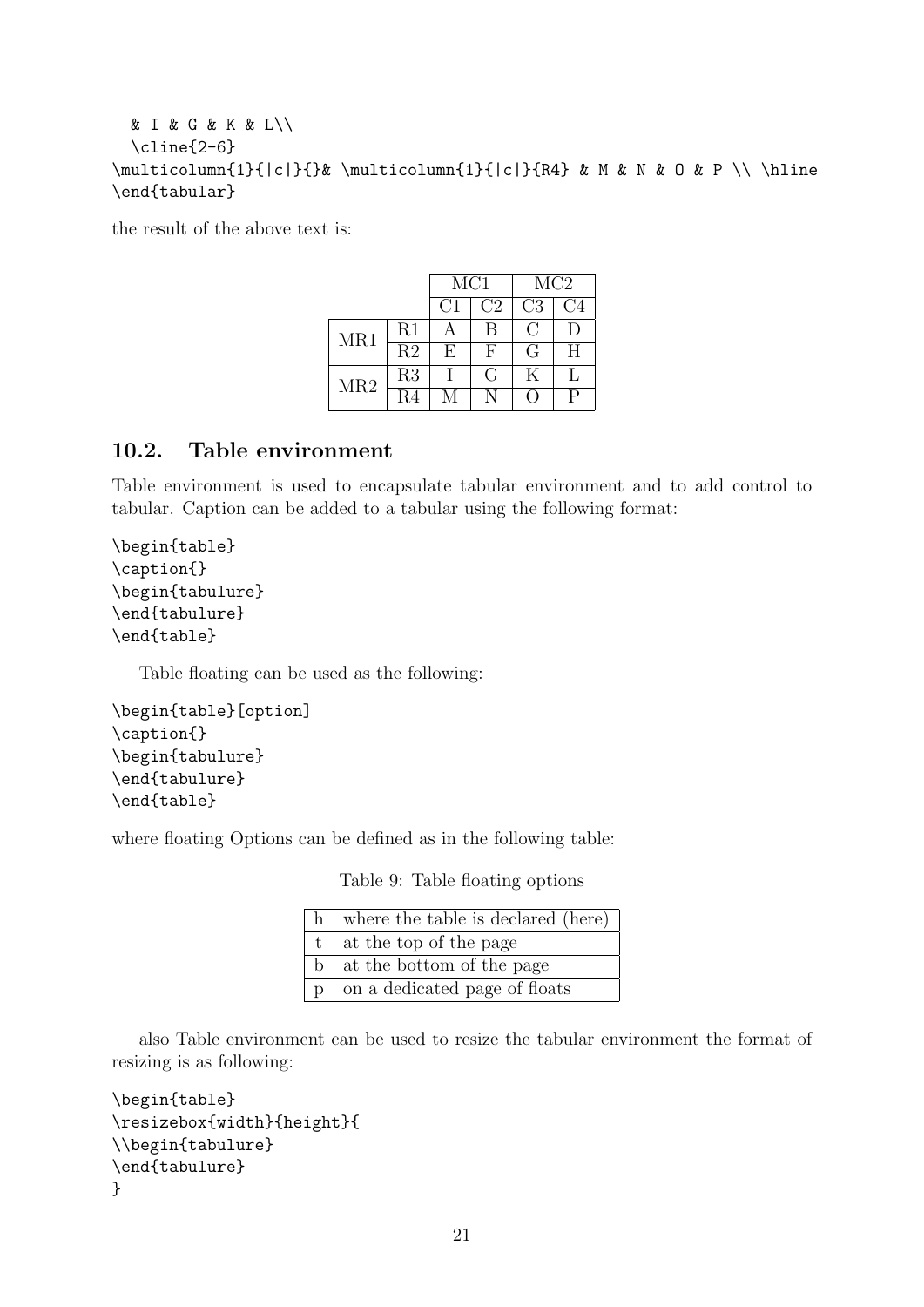```
  & I & G & K & L\\
  \cline{2-6}
\multicolumn{1}{|c|}{}& \multicolumn{1}{|c|}{R4} & M & N & O & P \\ \hline
\end{tabular}
```

the result of the above text is:

| | | MC1 | | MC2 | |
|---|---|---|---|---|---|
| | | C1 | C2 | C3 | C4 |
| MR1 | R1 | A | B | C | D |
| | R2 | E | F | G | H |
| MR2 | R3 | I | G | K | L |
| | R4 | M | N | O | P |

## 10.2. Table environment

Table environment is used to encapsulate tabular environment and to add control to tabular. Caption can be added to a tabular using the following format:

```
\begin{table}
\caption{}
\begin{tabulure}
\end{tabulure}
\end{table}
```

Table floating can be used as the following:

```
\begin{table}[option]
\caption{}
\begin{tabulure}
\end{tabulure}
\end{table}
```

where floating Options can be defined as in the following table:

Table 9: Table floating options

| | |
|---|---|
| h | where the table is declared (here) |
| t | at the top of the page |
| b | at the bottom of the page |
| p | on a dedicated page of floats |

also Table environment can be used to resize the tabular environment the format of resizing is as following:

```
\begin{table}
\resizebox{width}{height}{
\\begin{tabulure}
\end{tabulure}
}
```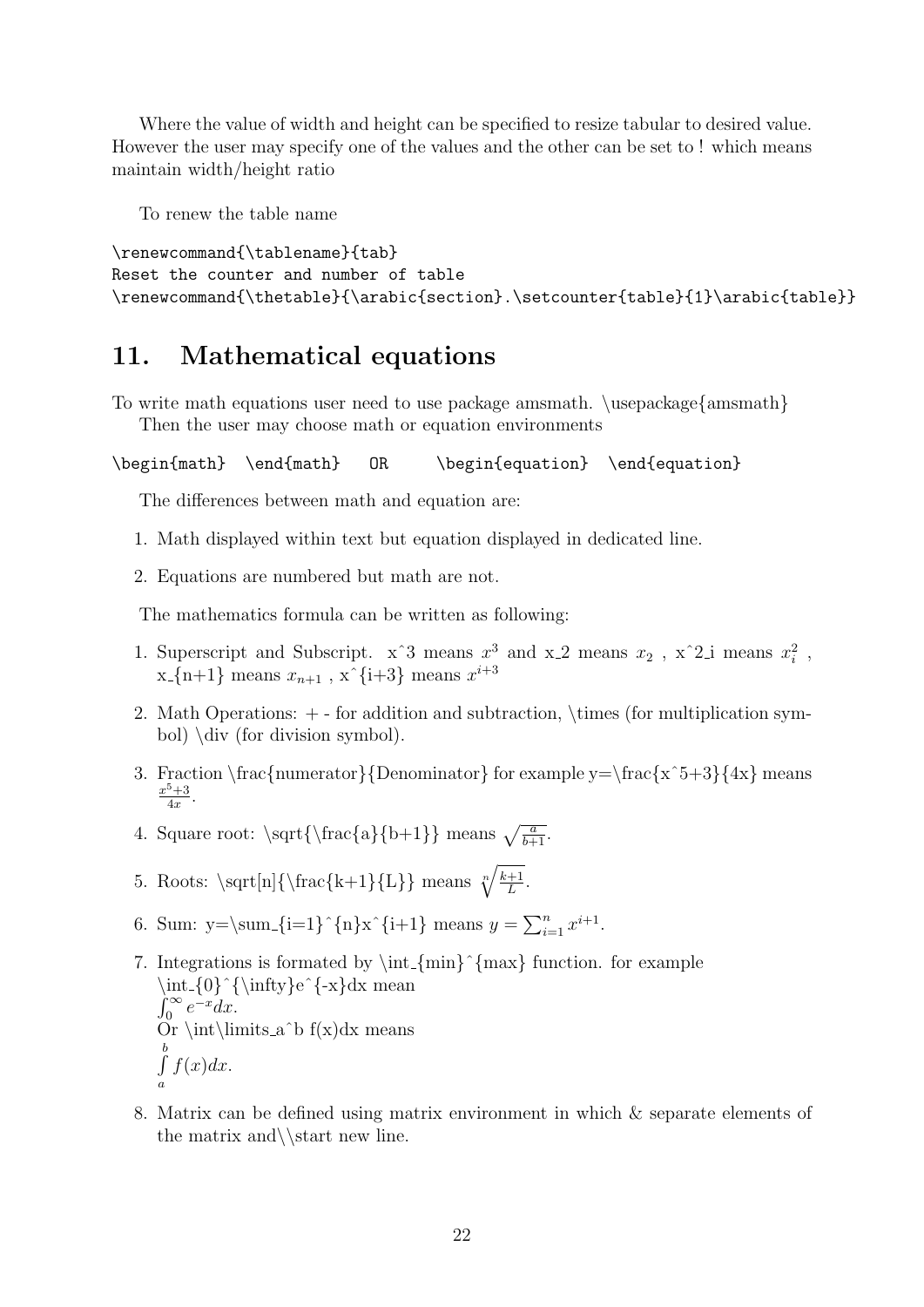Where the value of width and height can be specified to resize tabular to desired value. However the user may specify one of the values and the other can be set to ! which means maintain width/height ratio

To renew the table name

```
\renewcommand{\tablename}{tab}
Reset the counter and number of table
\renewcommand{\thetable}{\arabic{section}.\setcounter{table}{1}\arabic{table}}
```

## 11. Mathematical equations

To write math equations user need to use package amsmath. \usepackage{amsmath}
Then the user may choose math or equation environments

```
\begin{math}  \end{math}   OR     \begin{equation}  \end{equation}
```

The differences between math and equation are:

1. Math displayed within text but equation displayed in dedicated line.
2. Equations are numbered but math are not.

The mathematics formula can be written as following:

1. Superscript and Subscript. x^3 means $x^3$ and x_2 means $x_2$ , x^2_i means $x_i^2$ , x_{n+1} means $x_{n+1}$ , x^{i+3} means $x^{i+3}$
2. Math Operations: + - for addition and subtraction, \times (for multiplication symbol) \div (for division symbol).
3. Fraction \frac{numerator}{Denominator} for example y=\frac{x^5+3}{4x} means $\frac{x^5+3}{4x}$.
4. Square root: \sqrt{\frac{a}{b+1}} means $\sqrt{\frac{a}{b+1}}$.
5. Roots: \sqrt[n]{\frac{k+1}{L}} means $\sqrt[n]{\frac{k+1}{L}}$.
6. Sum: y=\sum_{i=1}^{n}x^{i+1} means $y = \sum_{i=1}^{n} x^{i+1}$.
7. Integrations is formated by \int_{min}^{max} function. for example \int_{0}^{\infty}e^{-x}dx mean $\int_0^\infty e^{-x}dx$.
   Or \int\limits_a^b f(x)dx means $\int\limits_a^b f(x)dx$.
8. Matrix can be defined using matrix environment in which & separate elements of the matrix and\\start new line.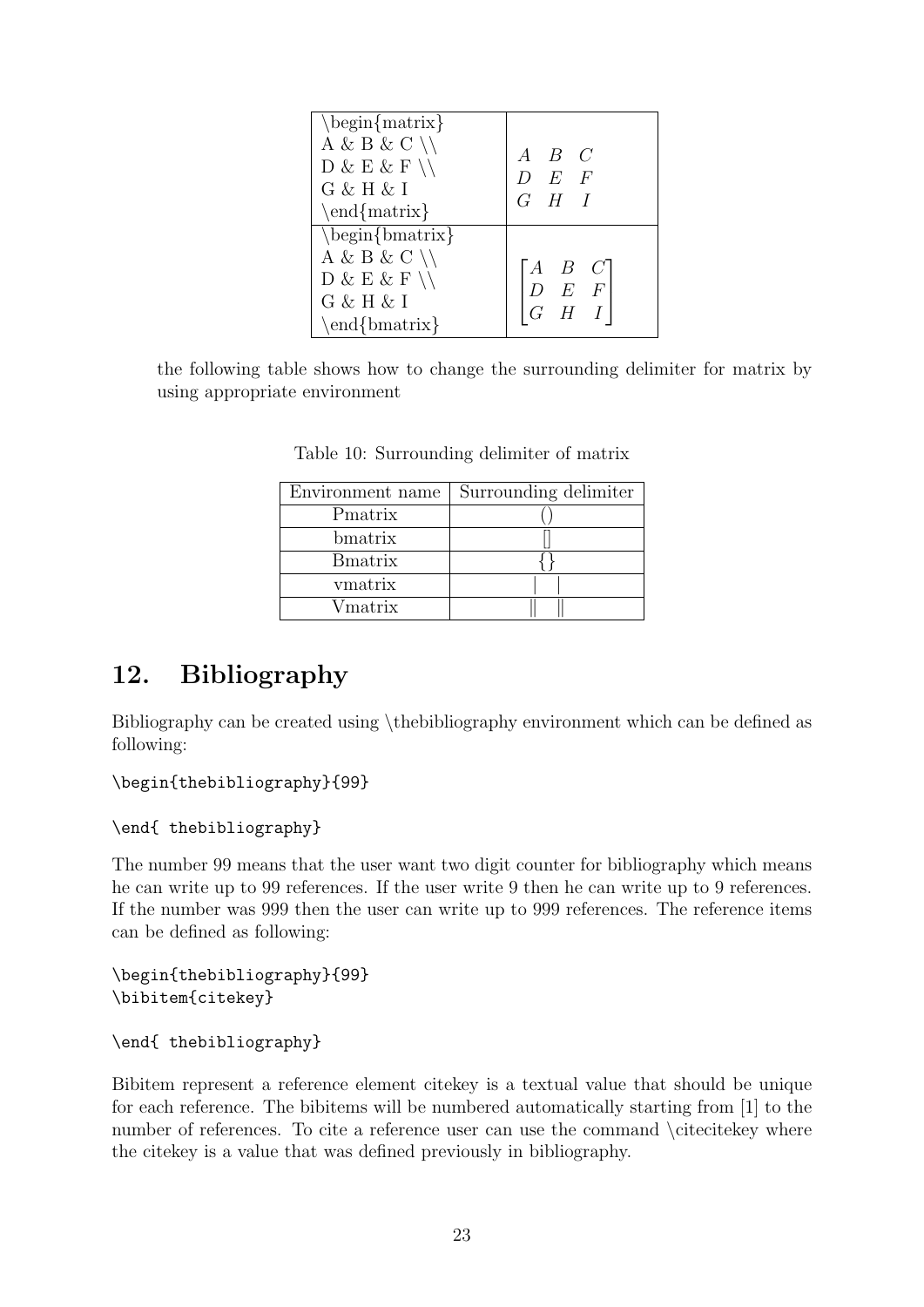| | |
|---|---|
| \begin{matrix}<br>A & B & C \\<br>D & E & F \\<br>G & H & I<br>\end{matrix} | $\begin{matrix} A & B & C \\ D & E & F \\ G & H & I \end{matrix}$ |
| \begin{bmatrix}<br>A & B & C \\<br>D & E & F \\<br>G & H & I<br>\end{bmatrix} | $\begin{bmatrix} A & B & C \\ D & E & F \\ G & H & I \end{bmatrix}$ |

the following table shows how to change the surrounding delimiter for matrix by using appropriate environment

Table 10: Surrounding delimiter of matrix

| Environment name | Surrounding delimiter |
|---|---|
| Pmatrix | () |
| bmatrix | [] |
| Bmatrix | {} |
| vmatrix | \| \| |
| Vmatrix | \|\| \|\| |

## 12. Bibliography

Bibliography can be created using \thebibliography environment which can be defined as following:

```
\begin{thebibliography}{99}

\end{ thebibliography}
```

The number 99 means that the user want two digit counter for bibliography which means he can write up to 99 references. If the user write 9 then he can write up to 9 references. If the number was 999 then the user can write up to 999 references. The reference items can be defined as following:

```
\begin{thebibliography}{99}
\bibitem{citekey}

\end{ thebibliography}
```

Bibitem represent a reference element citekey is a textual value that should be unique for each reference. The bibitems will be numbered automatically starting from [1] to the number of references. To cite a reference user can use the command \citecitekey where the citekey is a value that was defined previously in bibliography.